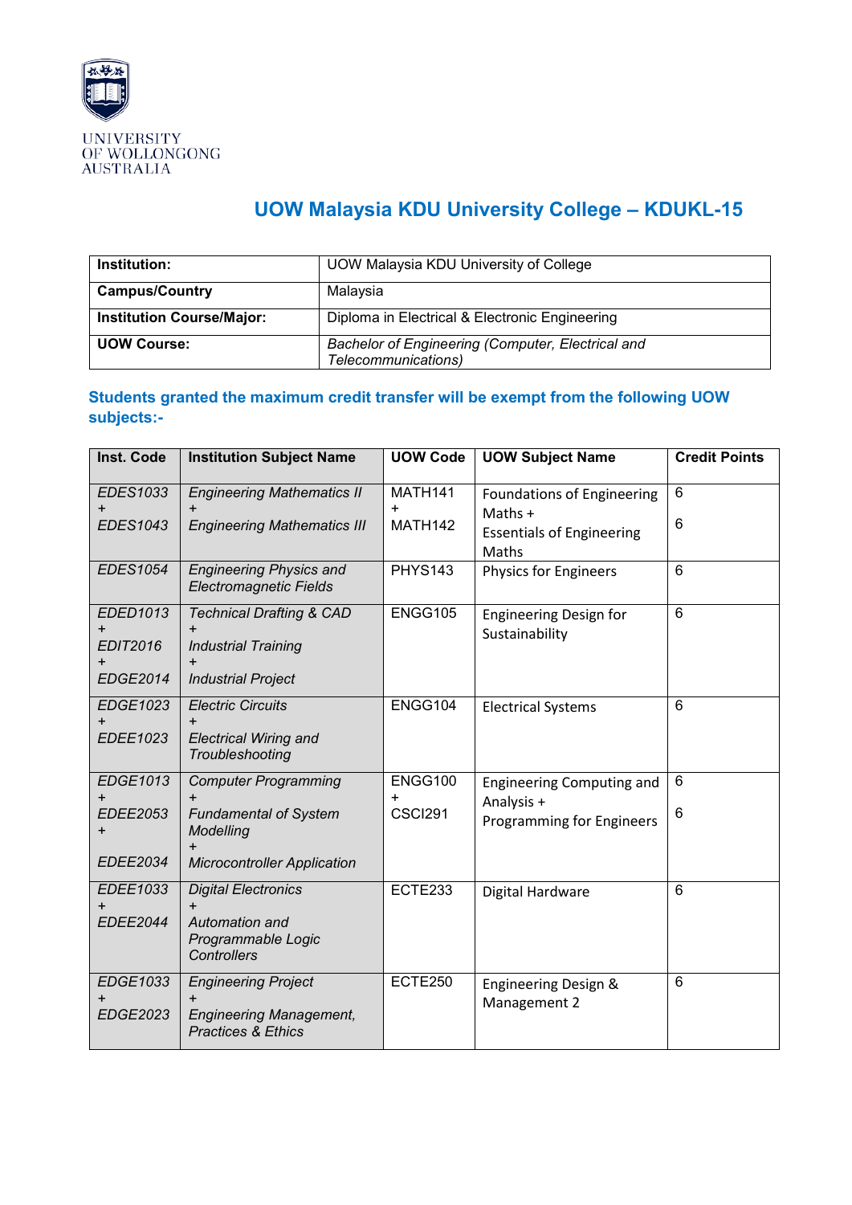UNIVERSITY
OF WOLLONGONG
AUSTRALIA

# UOW Malaysia KDU University College – KDUKL-15

| **Institution:** | UOW Malaysia KDU University of College |
|---|---|
| **Campus/Country** | Malaysia |
| **Institution Course/Major:** | Diploma in Electrical & Electronic Engineering |
| **UOW Course:** | *Bachelor of Engineering (Computer, Electrical and Telecommunications)* |

## Students granted the maximum credit transfer will be exempt from the following UOW subjects:-

| Inst. Code | Institution Subject Name | UOW Code | UOW Subject Name | Credit Points |
|---|---|---|---|---|
| *EDES1033* + *EDES1043* | *Engineering Mathematics II* + *Engineering Mathematics III* | MATH141 + MATH142 | Foundations of Engineering Maths + Essentials of Engineering Maths | 6<br>6 |
| *EDES1054* | *Engineering Physics and Electromagnetic Fields* | PHYS143 | Physics for Engineers | 6 |
| *EDED1013* + *EDIT2016* + *EDGE2014* | *Technical Drafting & CAD* + *Industrial Training* + *Industrial Project* | ENGG105 | Engineering Design for Sustainability | 6 |
| *EDGE1023* + *EDEE1023* | *Electric Circuits* + *Electrical Wiring and Troubleshooting* | ENGG104 | Electrical Systems | 6 |
| *EDGE1013* + *EDEE2053* + *EDEE2034* | *Computer Programming* + *Fundamental of System Modelling* + *Microcontroller Application* | ENGG100 + CSCI291 | Engineering Computing and Analysis + Programming for Engineers | 6<br>6 |
| *EDEE1033* + *EDEE2044* | *Digital Electronics* + *Automation and Programmable Logic Controllers* | ECTE233 | Digital Hardware | 6 |
| *EDGE1033* + *EDGE2023* | *Engineering Project* + *Engineering Management, Practices & Ethics* | ECTE250 | Engineering Design & Management 2 | 6 |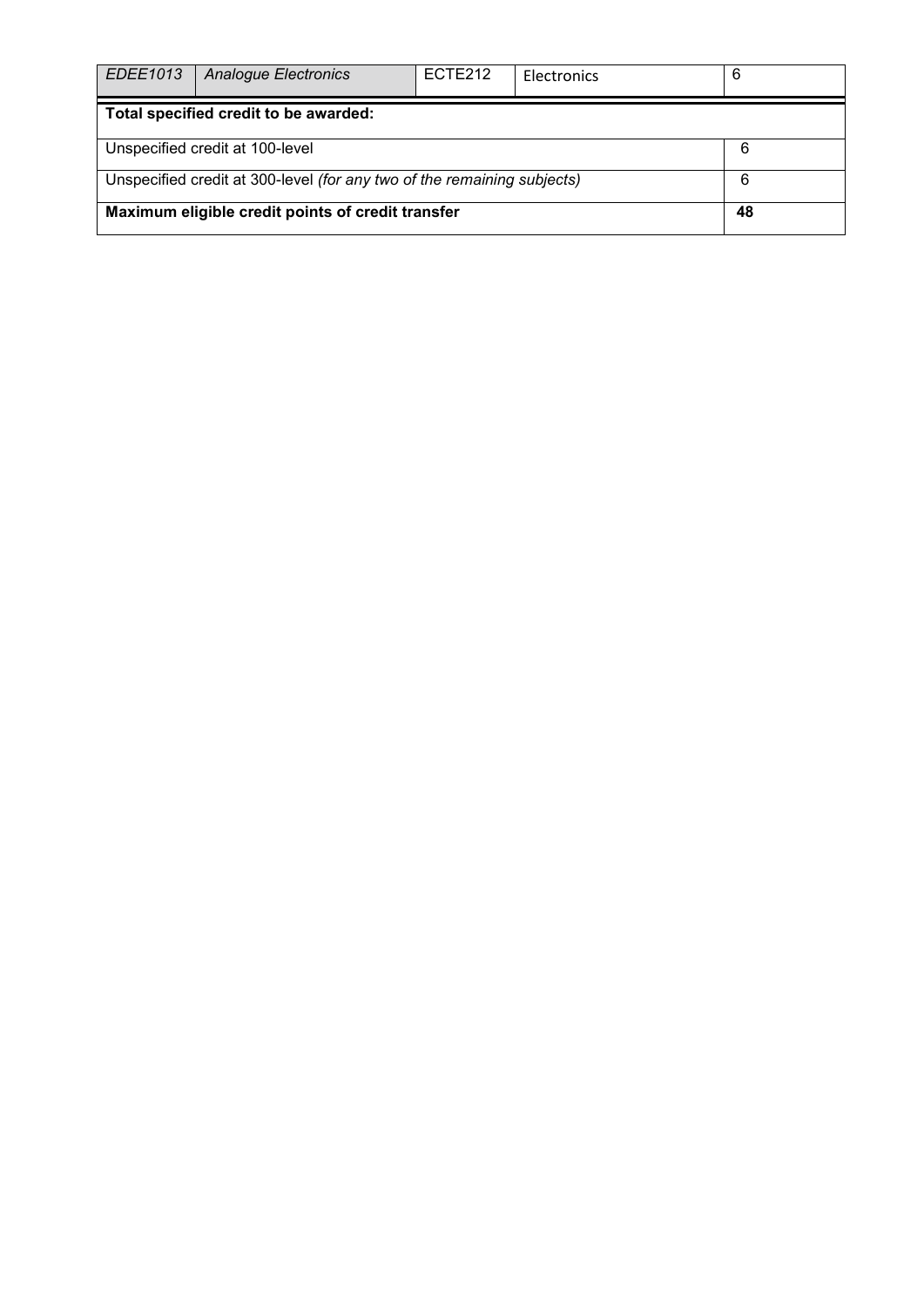| | | | | |
|---|---|---|---|---|
| *EDEE1013* | *Analogue Electronics* | ECTE212 | Electronics | 6 |
| **Total specified credit to be awarded:** | | | | |
| Unspecified credit at 100-level | | | | 6 |
| Unspecified credit at 300-level *(for any two of the remaining subjects)* | | | | 6 |
| **Maximum eligible credit points of credit transfer** | | | | **48** |